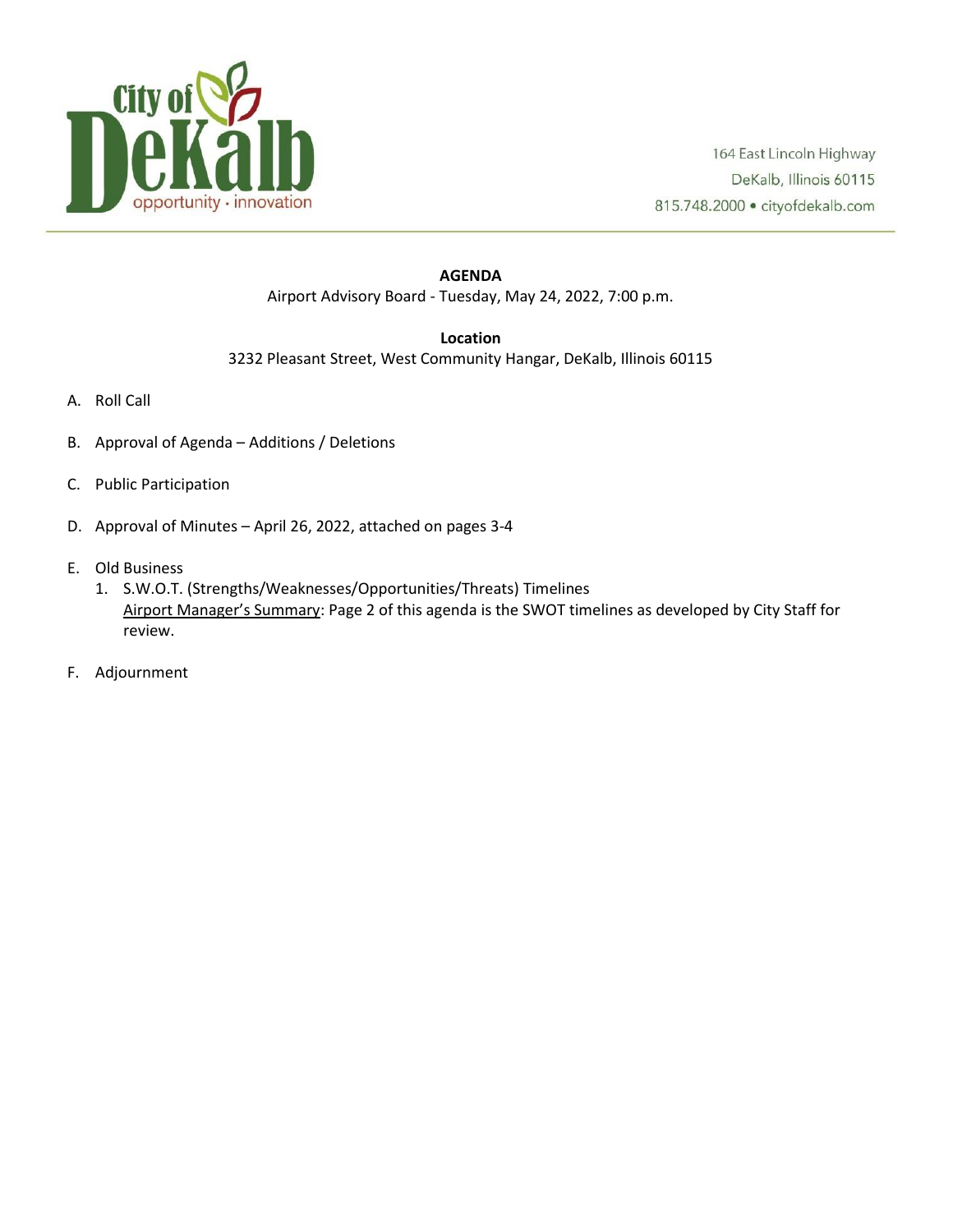City of DeKalb
opportunity · innovation

164 East Lincoln Highway
DeKalb, Illinois 60115
815.748.2000 • cityofdekalb.com

**AGENDA**
Airport Advisory Board - Tuesday, May 24, 2022, 7:00 p.m.

**Location**
3232 Pleasant Street, West Community Hangar, DeKalb, Illinois 60115

A. Roll Call

B. Approval of Agenda – Additions / Deletions

C. Public Participation

D. Approval of Minutes – April 26, 2022, attached on pages 3-4

E. Old Business
   1. S.W.O.T. (Strengths/Weaknesses/Opportunities/Threats) Timelines
      Airport Manager's Summary: Page 2 of this agenda is the SWOT timelines as developed by City Staff for review.

F. Adjournment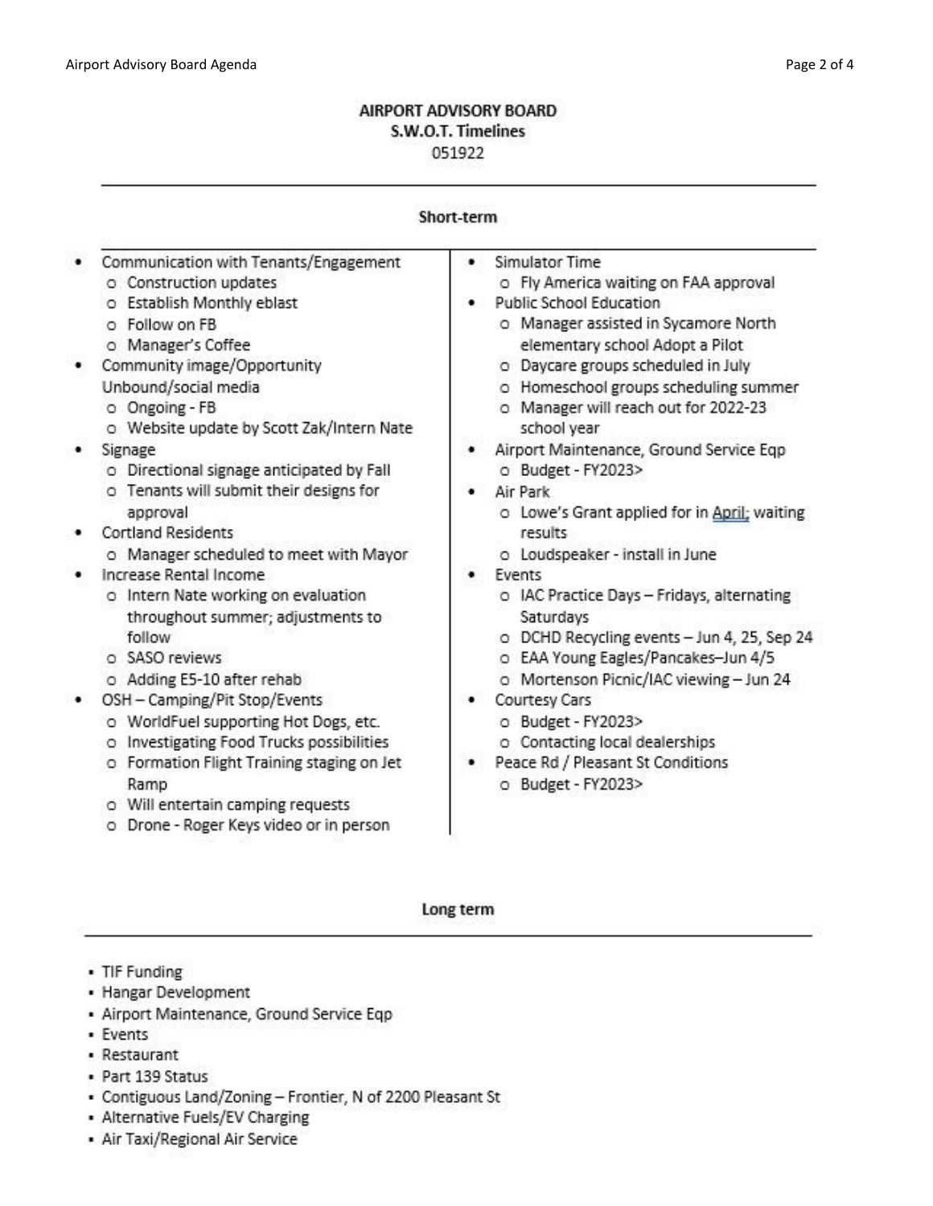# AIRPORT ADVISORY BOARD

## S.W.O.T. Timelines

051922

### Short-term

- Communication with Tenants/Engagement
  - Construction updates
  - Establish Monthly eblast
  - Follow on FB
  - Manager's Coffee
- Community image/Opportunity Unbound/social media
  - Ongoing - FB
  - Website update by Scott Zak/Intern Nate
- Signage
  - Directional signage anticipated by Fall
  - Tenants will submit their designs for approval
- Cortland Residents
  - Manager scheduled to meet with Mayor
- Increase Rental Income
  - Intern Nate working on evaluation throughout summer; adjustments to follow
  - SASO reviews
  - Adding E5-10 after rehab
- OSH – Camping/Pit Stop/Events
  - WorldFuel supporting Hot Dogs, etc.
  - Investigating Food Trucks possibilities
  - Formation Flight Training staging on Jet Ramp
  - Will entertain camping requests
  - Drone - Roger Keys video or in person
- Simulator Time
  - Fly America waiting on FAA approval
- Public School Education
  - Manager assisted in Sycamore North elementary school Adopt a Pilot
  - Daycare groups scheduled in July
  - Homeschool groups scheduling summer
  - Manager will reach out for 2022-23 school year
- Airport Maintenance, Ground Service Eqp
  - Budget - FY2023>
- Air Park
  - Lowe's Grant applied for in April; waiting results
  - Loudspeaker - install in June
- Events
  - IAC Practice Days – Fridays, alternating Saturdays
  - DCHD Recycling events – Jun 4, 25, Sep 24
  - EAA Young Eagles/Pancakes–Jun 4/5
  - Mortenson Picnic/IAC viewing – Jun 24
- Courtesy Cars
  - Budget - FY2023>
  - Contacting local dealerships
- Peace Rd / Pleasant St Conditions
  - Budget - FY2023>

### Long term

- TIF Funding
- Hangar Development
- Airport Maintenance, Ground Service Eqp
- Events
- Restaurant
- Part 139 Status
- Contiguous Land/Zoning – Frontier, N of 2200 Pleasant St
- Alternative Fuels/EV Charging
- Air Taxi/Regional Air Service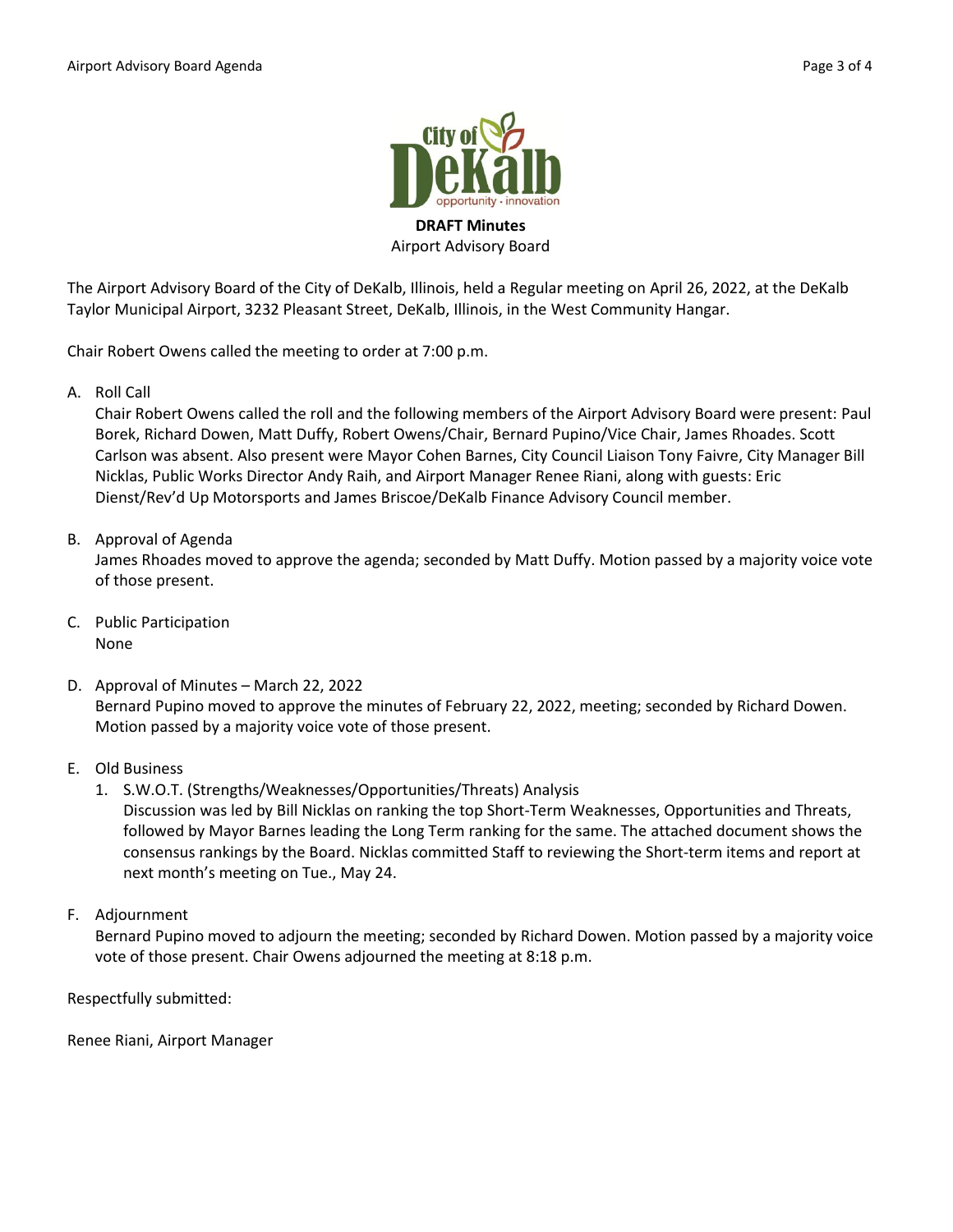**DRAFT Minutes**
Airport Advisory Board

The Airport Advisory Board of the City of DeKalb, Illinois, held a Regular meeting on April 26, 2022, at the DeKalb Taylor Municipal Airport, 3232 Pleasant Street, DeKalb, Illinois, in the West Community Hangar.

Chair Robert Owens called the meeting to order at 7:00 p.m.

A. Roll Call
Chair Robert Owens called the roll and the following members of the Airport Advisory Board were present: Paul Borek, Richard Dowen, Matt Duffy, Robert Owens/Chair, Bernard Pupino/Vice Chair, James Rhoades. Scott Carlson was absent. Also present were Mayor Cohen Barnes, City Council Liaison Tony Faivre, City Manager Bill Nicklas, Public Works Director Andy Raih, and Airport Manager Renee Riani, along with guests: Eric Dienst/Rev'd Up Motorsports and James Briscoe/DeKalb Finance Advisory Council member.

B. Approval of Agenda
James Rhoades moved to approve the agenda; seconded by Matt Duffy. Motion passed by a majority voice vote of those present.

C. Public Participation
None

D. Approval of Minutes – March 22, 2022
Bernard Pupino moved to approve the minutes of February 22, 2022, meeting; seconded by Richard Dowen. Motion passed by a majority voice vote of those present.

E. Old Business
1. S.W.O.T. (Strengths/Weaknesses/Opportunities/Threats) Analysis
Discussion was led by Bill Nicklas on ranking the top Short-Term Weaknesses, Opportunities and Threats, followed by Mayor Barnes leading the Long Term ranking for the same. The attached document shows the consensus rankings by the Board. Nicklas committed Staff to reviewing the Short-term items and report at next month's meeting on Tue., May 24.

F. Adjournment
Bernard Pupino moved to adjourn the meeting; seconded by Richard Dowen. Motion passed by a majority voice vote of those present. Chair Owens adjourned the meeting at 8:18 p.m.

Respectfully submitted:

Renee Riani, Airport Manager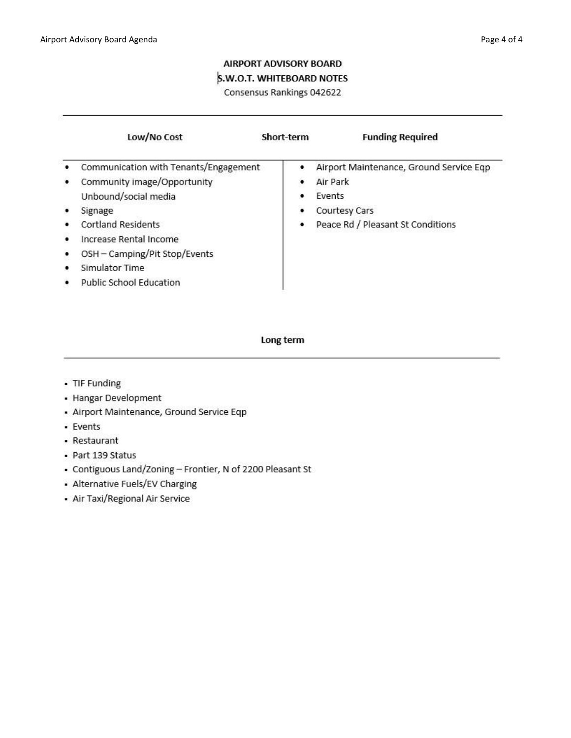# AIRPORT ADVISORY BOARD
## S.W.O.T. WHITEBOARD NOTES

Consensus Rankings 042622

## Short-term

| Low/No Cost | Funding Required |
|---|---|
| • Communication with Tenants/Engagement<br>• Community image/Opportunity Unbound/social media<br>• Signage<br>• Cortland Residents<br>• Increase Rental Income<br>• OSH – Camping/Pit Stop/Events<br>• Simulator Time<br>• Public School Education | • Airport Maintenance, Ground Service Eqp<br>• Air Park<br>• Events<br>• Courtesy Cars<br>• Peace Rd / Pleasant St Conditions |

## Long term

- TIF Funding
- Hangar Development
- Airport Maintenance, Ground Service Eqp
- Events
- Restaurant
- Part 139 Status
- Contiguous Land/Zoning – Frontier, N of 2200 Pleasant St
- Alternative Fuels/EV Charging
- Air Taxi/Regional Air Service